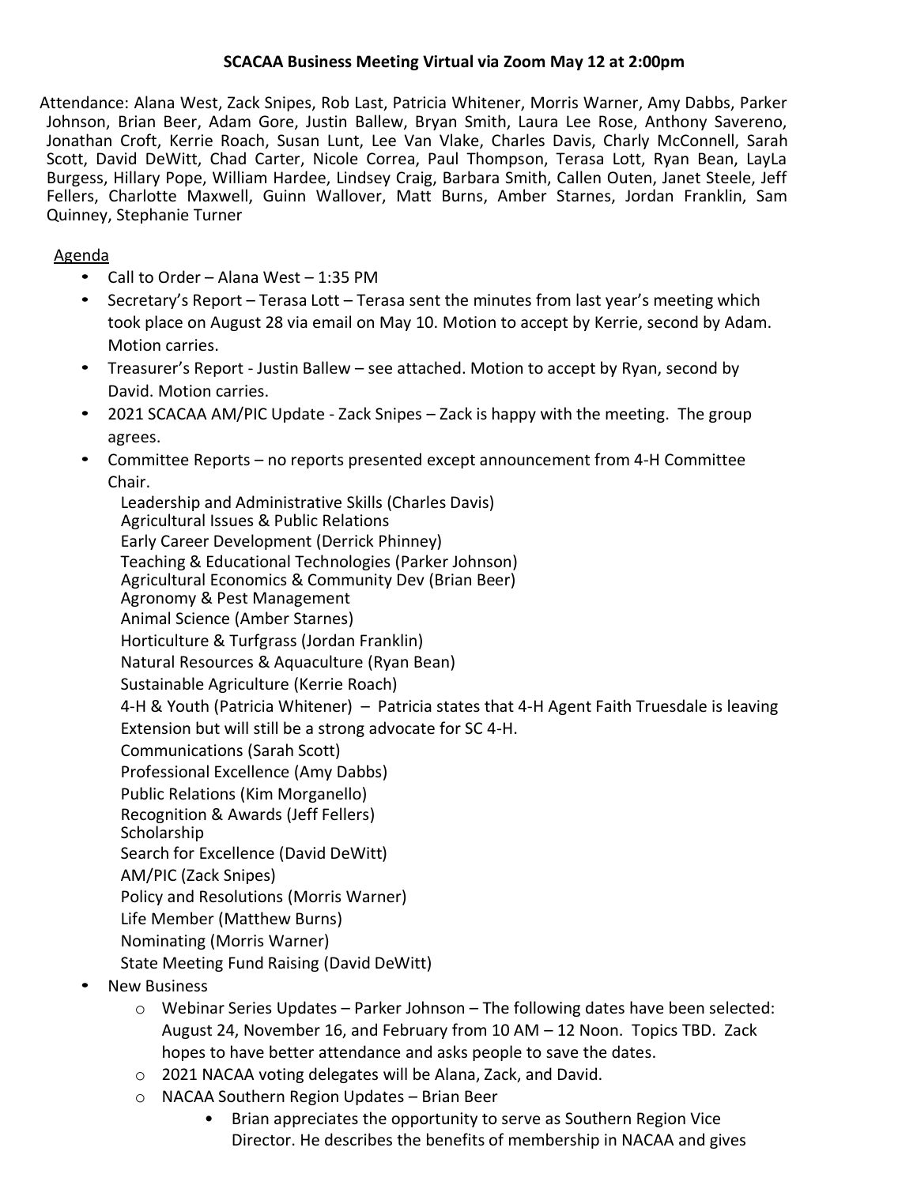**SCACAA Business Meeting Virtual via Zoom May 12 at 2:00pm**

Attendance: Alana West, Zack Snipes, Rob Last, Patricia Whitener, Morris Warner, Amy Dabbs, Parker Johnson, Brian Beer, Adam Gore, Justin Ballew, Bryan Smith, Laura Lee Rose, Anthony Savereno, Jonathan Croft, Kerrie Roach, Susan Lunt, Lee Van Vlake, Charles Davis, Charly McConnell, Sarah Scott, David DeWitt, Chad Carter, Nicole Correa, Paul Thompson, Terasa Lott, Ryan Bean, LayLa Burgess, Hillary Pope, William Hardee, Lindsey Craig, Barbara Smith, Callen Outen, Janet Steele, Jeff Fellers, Charlotte Maxwell, Guinn Wallover, Matt Burns, Amber Starnes, Jordan Franklin, Sam Quinney, Stephanie Turner

Agenda

- Call to Order – Alana West – 1:35 PM
- Secretary's Report – Terasa Lott – Terasa sent the minutes from last year's meeting which took place on August 28 via email on May 10. Motion to accept by Kerrie, second by Adam. Motion carries.
- Treasurer's Report - Justin Ballew – see attached. Motion to accept by Ryan, second by David. Motion carries.
- 2021 SCACAA AM/PIC Update - Zack Snipes – Zack is happy with the meeting. The group agrees.
- Committee Reports – no reports presented except announcement from 4-H Committee Chair.

  Leadership and Administrative Skills (Charles Davis)
  Agricultural Issues & Public Relations
  Early Career Development (Derrick Phinney)
  Teaching & Educational Technologies (Parker Johnson)
  Agricultural Economics & Community Dev (Brian Beer)
  Agronomy & Pest Management
  Animal Science (Amber Starnes)
  Horticulture & Turfgrass (Jordan Franklin)
  Natural Resources & Aquaculture (Ryan Bean)
  Sustainable Agriculture (Kerrie Roach)
  4-H & Youth (Patricia Whitener) – Patricia states that 4-H Agent Faith Truesdale is leaving Extension but will still be a strong advocate for SC 4-H.
  Communications (Sarah Scott)
  Professional Excellence (Amy Dabbs)
  Public Relations (Kim Morganello)
  Recognition & Awards (Jeff Fellers)
  Scholarship
  Search for Excellence (David DeWitt)
  AM/PIC (Zack Snipes)
  Policy and Resolutions (Morris Warner)
  Life Member (Matthew Burns)
  Nominating (Morris Warner)
  State Meeting Fund Raising (David DeWitt)

- New Business
  - Webinar Series Updates – Parker Johnson – The following dates have been selected: August 24, November 16, and February from 10 AM – 12 Noon. Topics TBD. Zack hopes to have better attendance and asks people to save the dates.
  - 2021 NACAA voting delegates will be Alana, Zack, and David.
  - NACAA Southern Region Updates – Brian Beer
    - Brian appreciates the opportunity to serve as Southern Region Vice Director. He describes the benefits of membership in NACAA and gives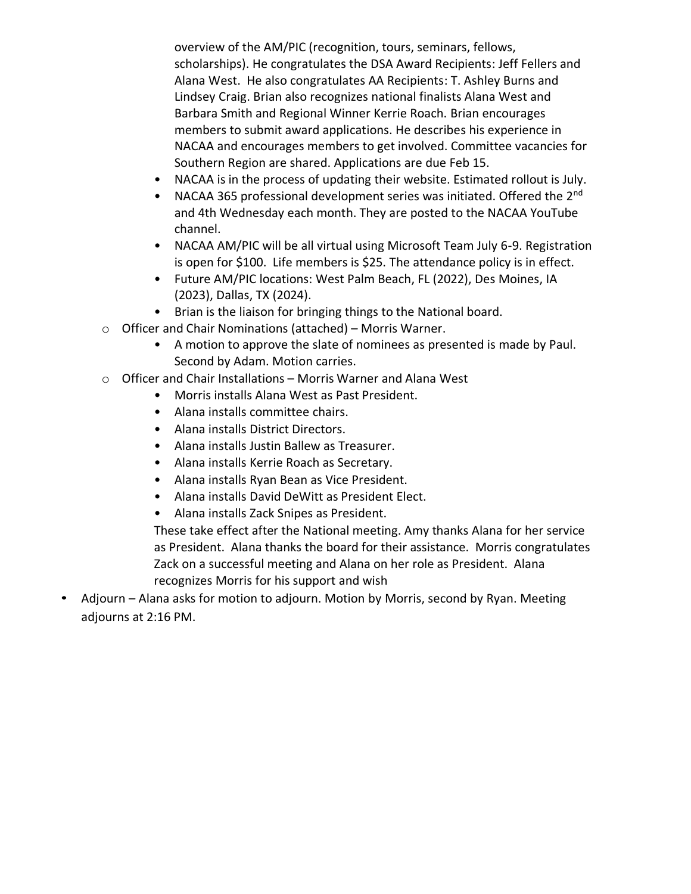overview of the AM/PIC (recognition, tours, seminars, fellows, scholarships). He congratulates the DSA Award Recipients: Jeff Fellers and Alana West. He also congratulates AA Recipients: T. Ashley Burns and Lindsey Craig. Brian also recognizes national finalists Alana West and Barbara Smith and Regional Winner Kerrie Roach. Brian encourages members to submit award applications. He describes his experience in NACAA and encourages members to get involved. Committee vacancies for Southern Region are shared. Applications are due Feb 15.

    - NACAA is in the process of updating their website. Estimated rollout is July.
    - NACAA 365 professional development series was initiated. Offered the 2nd and 4th Wednesday each month. They are posted to the NACAA YouTube channel.
    - NACAA AM/PIC will be all virtual using Microsoft Team July 6-9. Registration is open for $100. Life members is $25. The attendance policy is in effect.
    - Future AM/PIC locations: West Palm Beach, FL (2022), Des Moines, IA (2023), Dallas, TX (2024).
    - Brian is the liaison for bringing things to the National board.
  - Officer and Chair Nominations (attached) – Morris Warner.
    - A motion to approve the slate of nominees as presented is made by Paul. Second by Adam. Motion carries.
  - Officer and Chair Installations – Morris Warner and Alana West
    - Morris installs Alana West as Past President.
    - Alana installs committee chairs.
    - Alana installs District Directors.
    - Alana installs Justin Ballew as Treasurer.
    - Alana installs Kerrie Roach as Secretary.
    - Alana installs Ryan Bean as Vice President.
    - Alana installs David DeWitt as President Elect.
    - Alana installs Zack Snipes as President.

    These take effect after the National meeting. Amy thanks Alana for her service as President. Alana thanks the board for their assistance. Morris congratulates Zack on a successful meeting and Alana on her role as President. Alana recognizes Morris for his support and wish

- Adjourn – Alana asks for motion to adjourn. Motion by Morris, second by Ryan. Meeting adjourns at 2:16 PM.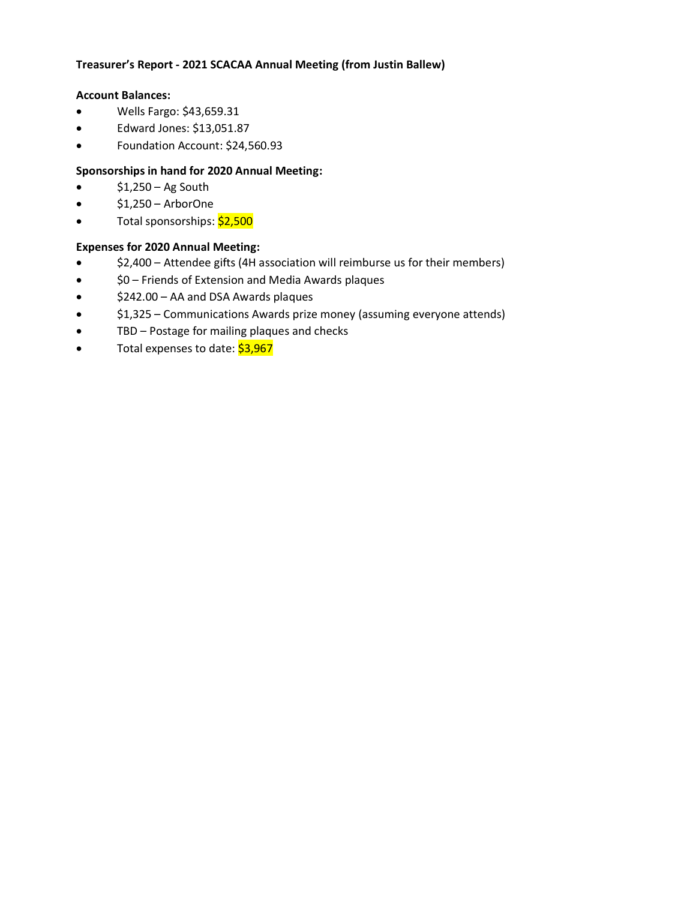**Treasurer's Report - 2021 SCACAA Annual Meeting (from Justin Ballew)**

**Account Balances:**

- Wells Fargo: $43,659.31
- Edward Jones: $13,051.87
- Foundation Account: $24,560.93

**Sponsorships in hand for 2020 Annual Meeting:**

- $1,250 – Ag South
- $1,250 – ArborOne
- Total sponsorships: $2,500

**Expenses for 2020 Annual Meeting:**

- $2,400 – Attendee gifts (4H association will reimburse us for their members)
- $0 – Friends of Extension and Media Awards plaques
- $242.00 – AA and DSA Awards plaques
- $1,325 – Communications Awards prize money (assuming everyone attends)
- TBD – Postage for mailing plaques and checks
- Total expenses to date: $3,967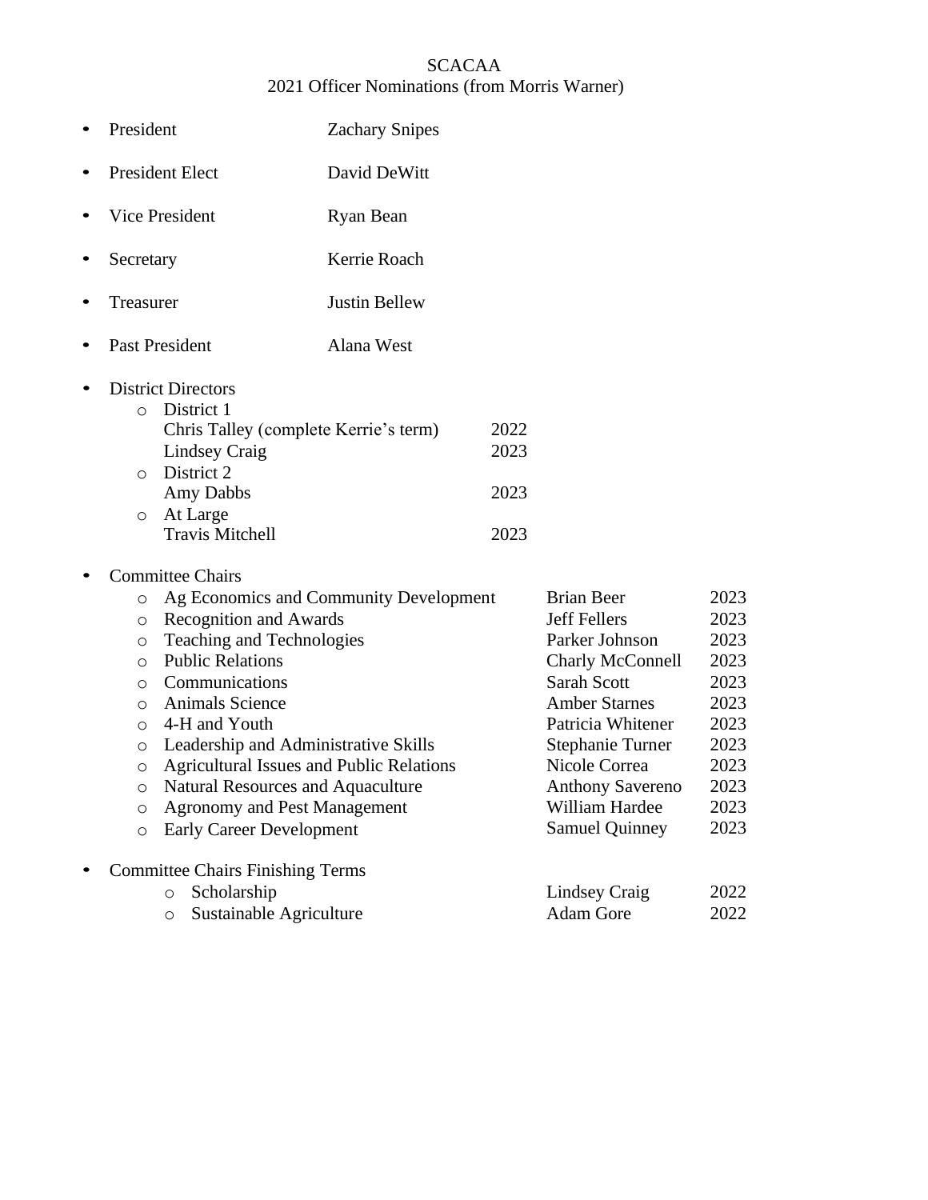SCACAA

2021 Officer Nominations (from Morris Warner)

- President — Zachary Snipes
- President Elect — David DeWitt
- Vice President — Ryan Bean
- Secretary — Kerrie Roach
- Treasurer — Justin Bellew
- Past President — Alana West
- District Directors
  - District 1
    - Chris Talley (complete Kerrie's term) — 2022
    - Lindsey Craig — 2023
  - District 2
    - Amy Dabbs — 2023
  - At Large
    - Travis Mitchell — 2023
- Committee Chairs

| | | |
|---|---|---|
| Ag Economics and Community Development | Brian Beer | 2023 |
| Recognition and Awards | Jeff Fellers | 2023 |
| Teaching and Technologies | Parker Johnson | 2023 |
| Public Relations | Charly McConnell | 2023 |
| Communications | Sarah Scott | 2023 |
| Animals Science | Amber Starnes | 2023 |
| 4-H and Youth | Patricia Whitener | 2023 |
| Leadership and Administrative Skills | Stephanie Turner | 2023 |
| Agricultural Issues and Public Relations | Nicole Correa | 2023 |
| Natural Resources and Aquaculture | Anthony Savereno | 2023 |
| Agronomy and Pest Management | William Hardee | 2023 |
| Early Career Development | Samuel Quinney | 2023 |

- Committee Chairs Finishing Terms

| | | |
|---|---|---|
| Scholarship | Lindsey Craig | 2022 |
| Sustainable Agriculture | Adam Gore | 2022 |